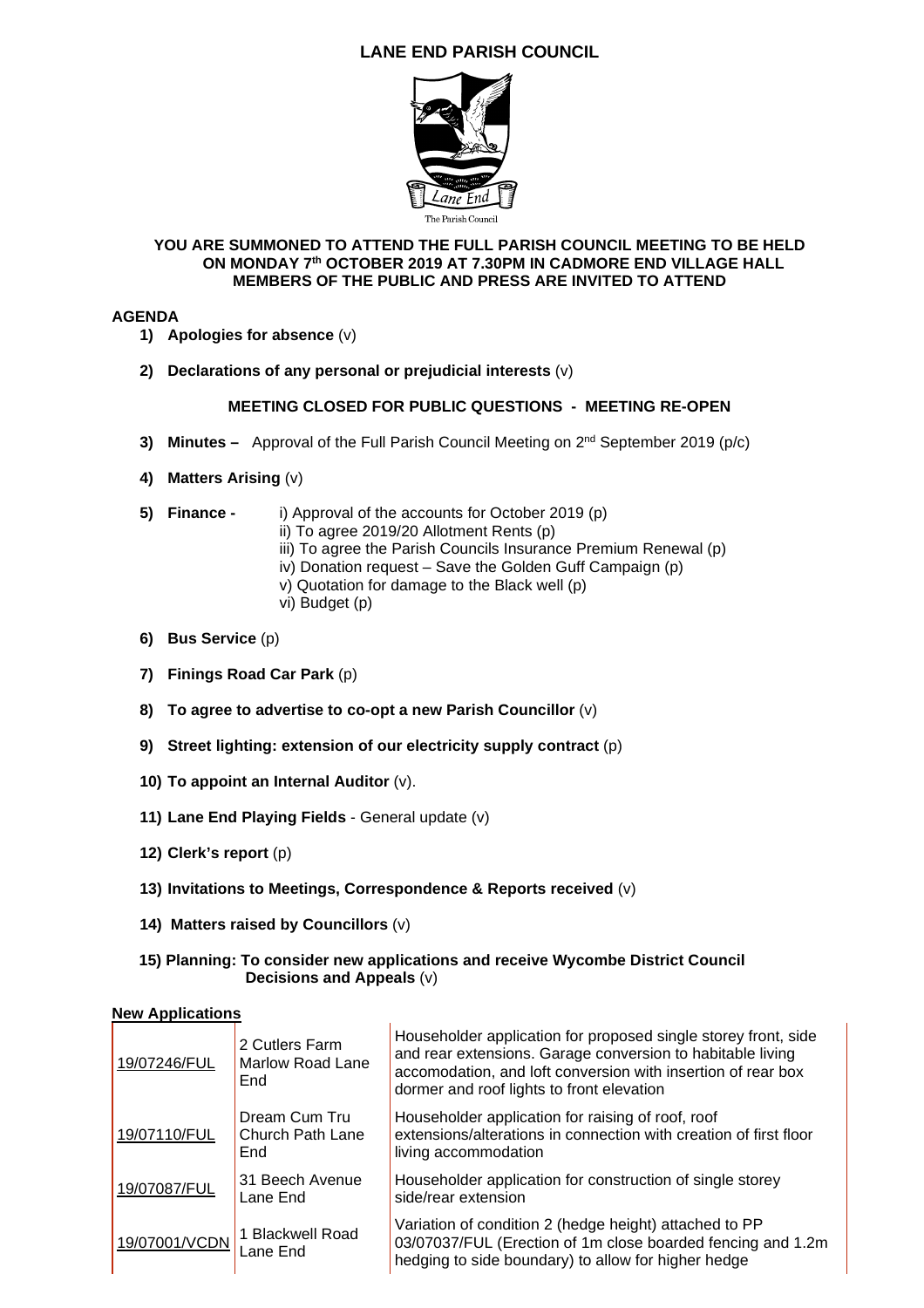# LANE END PARISH COUNCIL

The Parish Council

**YOU ARE SUMMONED TO ATTEND THE FULL PARISH COUNCIL MEETING TO BE HELD ON MONDAY 7th OCTOBER 2019 AT 7.30PM IN CADMORE END VILLAGE HALL MEMBERS OF THE PUBLIC AND PRESS ARE INVITED TO ATTEND**

## AGENDA

1) **Apologies for absence** (v)

2) **Declarations of any personal or prejudicial interests** (v)

**MEETING CLOSED FOR PUBLIC QUESTIONS - MEETING RE-OPEN**

3) **Minutes –** Approval of the Full Parish Council Meeting on 2nd September 2019 (p/c)

4) **Matters Arising** (v)

5) **Finance -**
   i) Approval of the accounts for October 2019 (p)
   ii) To agree 2019/20 Allotment Rents (p)
   iii) To agree the Parish Councils Insurance Premium Renewal (p)
   iv) Donation request – Save the Golden Guff Campaign (p)
   v) Quotation for damage to the Black well (p)
   vi) Budget (p)

6) **Bus Service** (p)

7) **Finings Road Car Park** (p)

8) **To agree to advertise to co-opt a new Parish Councillor** (v)

9) **Street lighting: extension of our electricity supply contract** (p)

10) **To appoint an Internal Auditor** (v).

11) **Lane End Playing Fields** - General update (v)

12) **Clerk's report** (p)

13) **Invitations to Meetings, Correspondence & Reports received** (v)

14) **Matters raised by Councillors** (v)

15) **Planning: To consider new applications and receive Wycombe District Council Decisions and Appeals** (v)

**New Applications**

| | | |
|---|---|---|
| 19/07246/FUL | 2 Cutlers Farm Marlow Road Lane End | Householder application for proposed single storey front, side and rear extensions. Garage conversion to habitable living accomodation, and loft conversion with insertion of rear box dormer and roof lights to front elevation |
| 19/07110/FUL | Dream Cum Tru Church Path Lane End | Householder application for raising of roof, roof extensions/alterations in connection with creation of first floor living accommodation |
| 19/07087/FUL | 31 Beech Avenue Lane End | Householder application for construction of single storey side/rear extension |
| 19/07001/VCDN | 1 Blackwell Road Lane End | Variation of condition 2 (hedge height) attached to PP 03/07037/FUL (Erection of 1m close boarded fencing and 1.2m hedging to side boundary) to allow for higher hedge |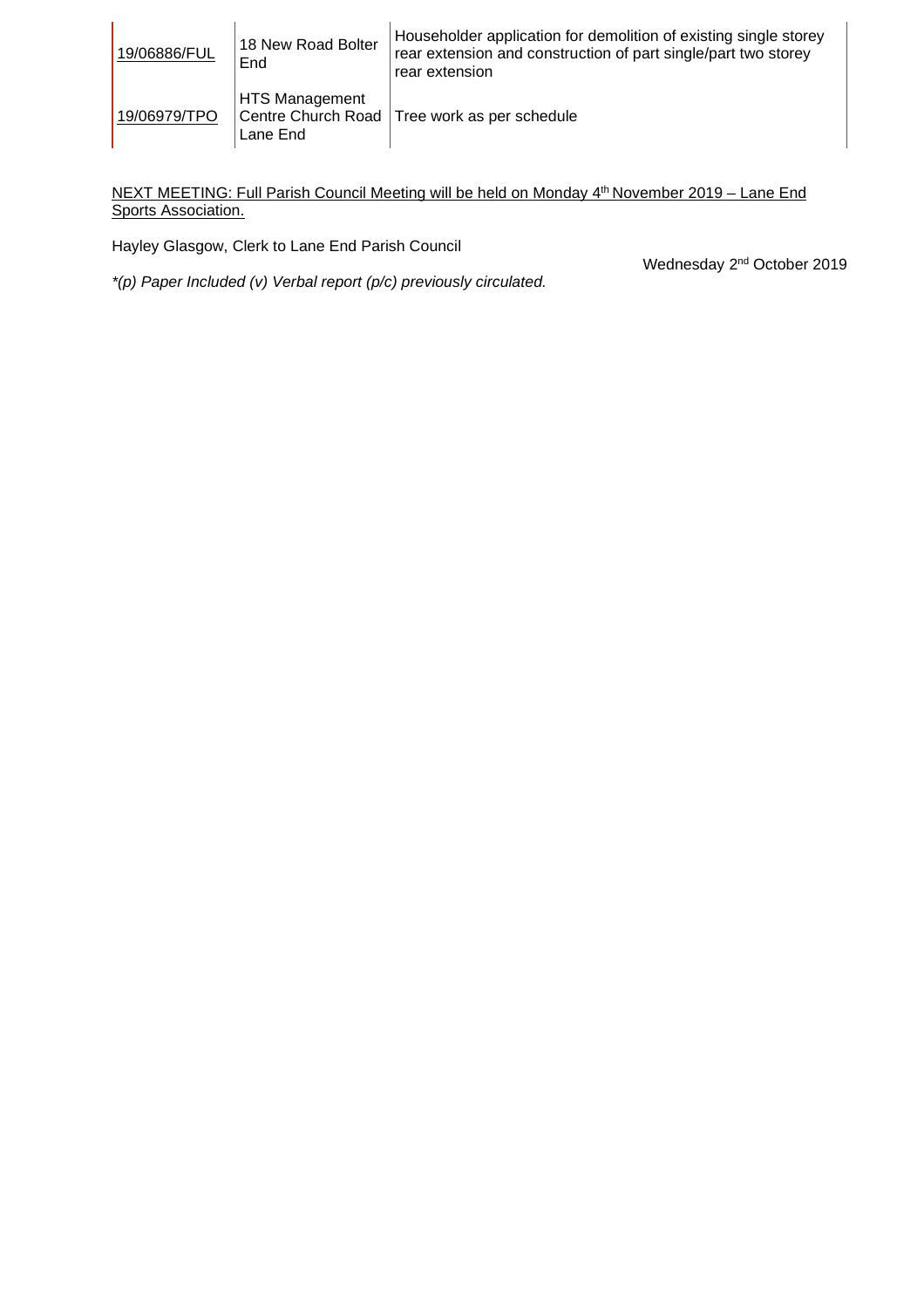| | | |
|---|---|---|
| 19/06886/FUL | 18 New Road Bolter End | Householder application for demolition of existing single storey rear extension and construction of part single/part two storey rear extension |
| 19/06979/TPO | HTS Management Centre Church Road Lane End | Tree work as per schedule |

NEXT MEETING: Full Parish Council Meeting will be held on Monday 4th November 2019 – Lane End Sports Association.

Hayley Glasgow, Clerk to Lane End Parish Council

Wednesday 2nd October 2019

*\*(p) Paper Included (v) Verbal report (p/c) previously circulated.*